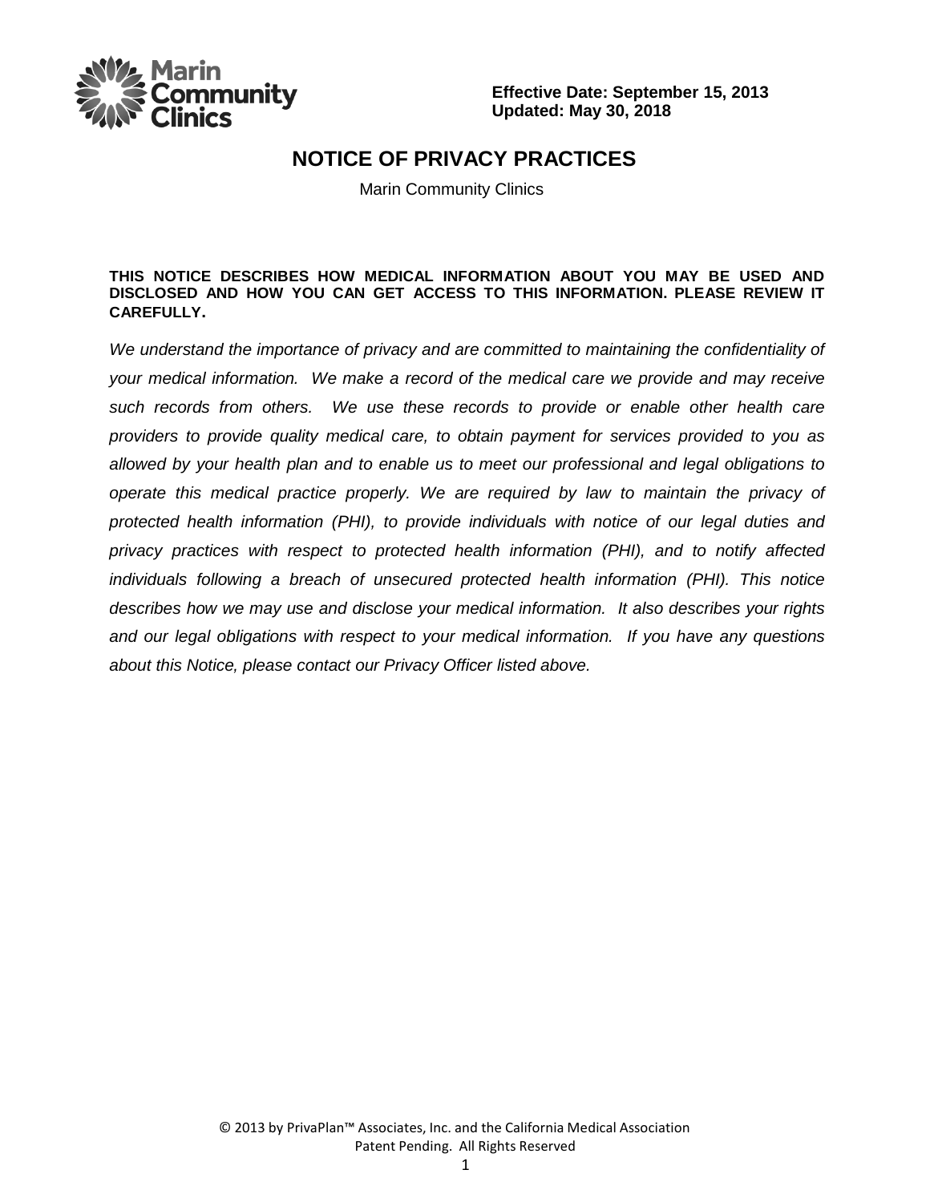Marin Community Clinics

**Effective Date: September 15, 2013**
**Updated: May 30, 2018**

# NOTICE OF PRIVACY PRACTICES

Marin Community Clinics

**THIS NOTICE DESCRIBES HOW MEDICAL INFORMATION ABOUT YOU MAY BE USED AND DISCLOSED AND HOW YOU CAN GET ACCESS TO THIS INFORMATION. PLEASE REVIEW IT CAREFULLY.**

*We understand the importance of privacy and are committed to maintaining the confidentiality of your medical information. We make a record of the medical care we provide and may receive such records from others. We use these records to provide or enable other health care providers to provide quality medical care, to obtain payment for services provided to you as allowed by your health plan and to enable us to meet our professional and legal obligations to operate this medical practice properly. We are required by law to maintain the privacy of protected health information (PHI), to provide individuals with notice of our legal duties and privacy practices with respect to protected health information (PHI), and to notify affected individuals following a breach of unsecured protected health information (PHI). This notice describes how we may use and disclose your medical information. It also describes your rights and our legal obligations with respect to your medical information. If you have any questions about this Notice, please contact our Privacy Officer listed above.*

© 2013 by PrivaPlan™ Associates, Inc. and the California Medical Association
Patent Pending. All Rights Reserved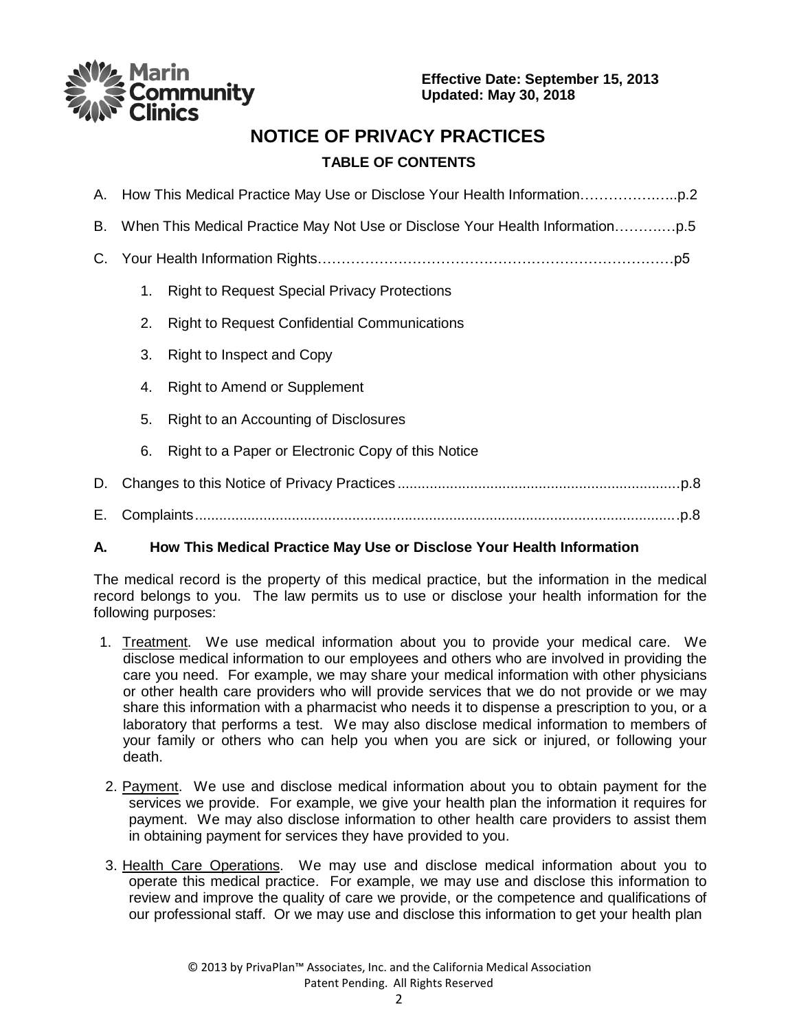Marin Community Clinics

**Effective Date: September 15, 2013**
**Updated: May 30, 2018**

# NOTICE OF PRIVACY PRACTICES

## TABLE OF CONTENTS

A. How This Medical Practice May Use or Disclose Your Health Information………………..p.2

B. When This Medical Practice May Not Use or Disclose Your Health Information…….…p.5

C. Your Health Information Rights……………………………………………………………p5

1. Right to Request Special Privacy Protections
2. Right to Request Confidential Communications
3. Right to Inspect and Copy
4. Right to Amend or Supplement
5. Right to an Accounting of Disclosures
6. Right to a Paper or Electronic Copy of this Notice

D. Changes to this Notice of Privacy Practices......................................................................p.8

E. Complaints.......................................................................................................................p.8

### A. How This Medical Practice May Use or Disclose Your Health Information

The medical record is the property of this medical practice, but the information in the medical record belongs to you. The law permits us to use or disclose your health information for the following purposes:

1. Treatment. We use medical information about you to provide your medical care. We disclose medical information to our employees and others who are involved in providing the care you need. For example, we may share your medical information with other physicians or other health care providers who will provide services that we do not provide or we may share this information with a pharmacist who needs it to dispense a prescription to you, or a laboratory that performs a test. We may also disclose medical information to members of your family or others who can help you when you are sick or injured, or following your death.

2. Payment. We use and disclose medical information about you to obtain payment for the services we provide. For example, we give your health plan the information it requires for payment. We may also disclose information to other health care providers to assist them in obtaining payment for services they have provided to you.

3. Health Care Operations. We may use and disclose medical information about you to operate this medical practice. For example, we may use and disclose this information to review and improve the quality of care we provide, or the competence and qualifications of our professional staff. Or we may use and disclose this information to get your health plan

© 2013 by PrivaPlan™ Associates, Inc. and the California Medical Association
Patent Pending. All Rights Reserved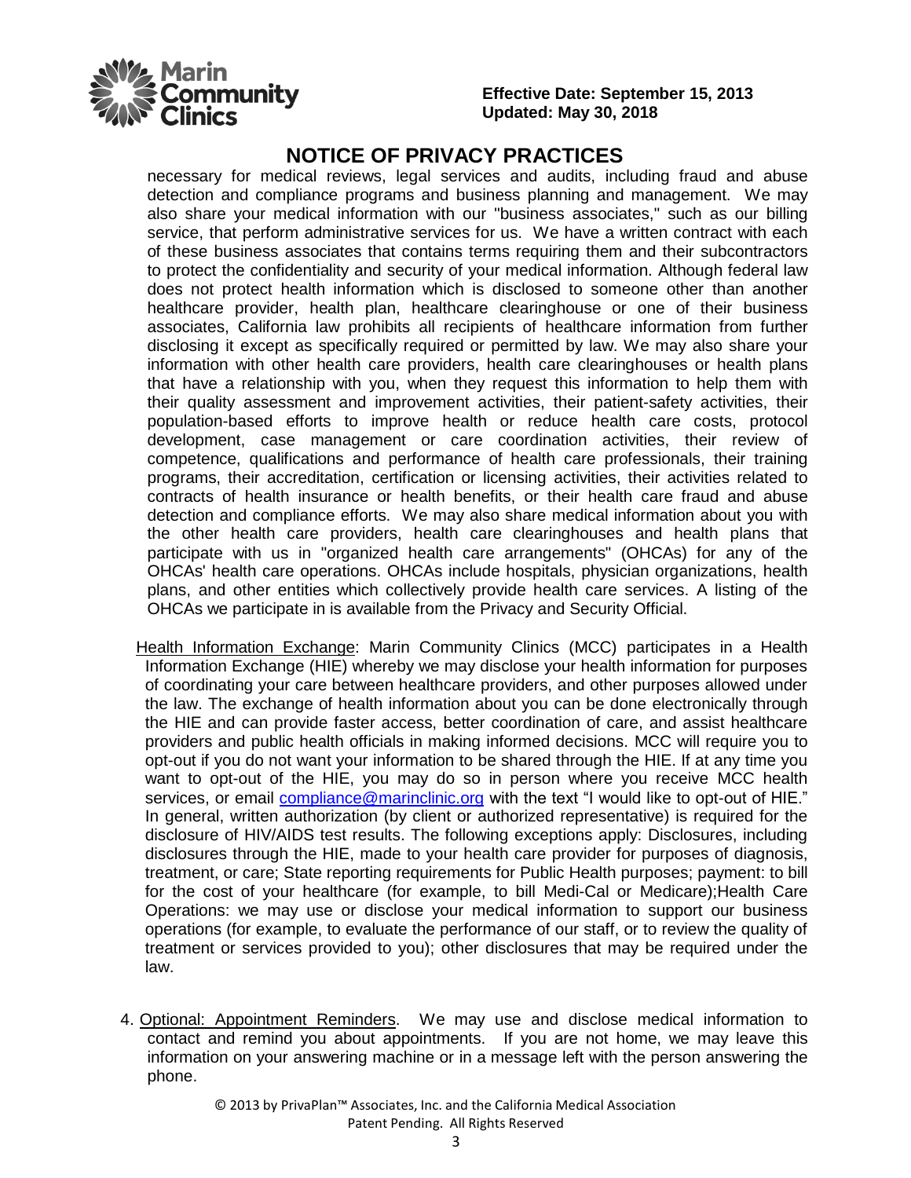# NOTICE OF PRIVACY PRACTICES

necessary for medical reviews, legal services and audits, including fraud and abuse detection and compliance programs and business planning and management. We may also share your medical information with our "business associates," such as our billing service, that perform administrative services for us. We have a written contract with each of these business associates that contains terms requiring them and their subcontractors to protect the confidentiality and security of your medical information. Although federal law does not protect health information which is disclosed to someone other than another healthcare provider, health plan, healthcare clearinghouse or one of their business associates, California law prohibits all recipients of healthcare information from further disclosing it except as specifically required or permitted by law. We may also share your information with other health care providers, health care clearinghouses or health plans that have a relationship with you, when they request this information to help them with their quality assessment and improvement activities, their patient-safety activities, their population-based efforts to improve health or reduce health care costs, protocol development, case management or care coordination activities, their review of competence, qualifications and performance of health care professionals, their training programs, their accreditation, certification or licensing activities, their activities related to contracts of health insurance or health benefits, or their health care fraud and abuse detection and compliance efforts. We may also share medical information about you with the other health care providers, health care clearinghouses and health plans that participate with us in "organized health care arrangements" (OHCAs) for any of the OHCAs' health care operations. OHCAs include hospitals, physician organizations, health plans, and other entities which collectively provide health care services. A listing of the OHCAs we participate in is available from the Privacy and Security Official.

Health Information Exchange: Marin Community Clinics (MCC) participates in a Health Information Exchange (HIE) whereby we may disclose your health information for purposes of coordinating your care between healthcare providers, and other purposes allowed under the law. The exchange of health information about you can be done electronically through the HIE and can provide faster access, better coordination of care, and assist healthcare providers and public health officials in making informed decisions. MCC will require you to opt-out if you do not want your information to be shared through the HIE. If at any time you want to opt-out of the HIE, you may do so in person where you receive MCC health services, or email compliance@marinclinic.org with the text "I would like to opt-out of HIE." In general, written authorization (by client or authorized representative) is required for the disclosure of HIV/AIDS test results. The following exceptions apply: Disclosures, including disclosures through the HIE, made to your health care provider for purposes of diagnosis, treatment, or care; State reporting requirements for Public Health purposes; payment: to bill for the cost of your healthcare (for example, to bill Medi-Cal or Medicare);Health Care Operations: we may use or disclose your medical information to support our business operations (for example, to evaluate the performance of our staff, or to review the quality of treatment or services provided to you); other disclosures that may be required under the law.

4. Optional: Appointment Reminders. We may use and disclose medical information to contact and remind you about appointments. If you are not home, we may leave this information on your answering machine or in a message left with the person answering the phone.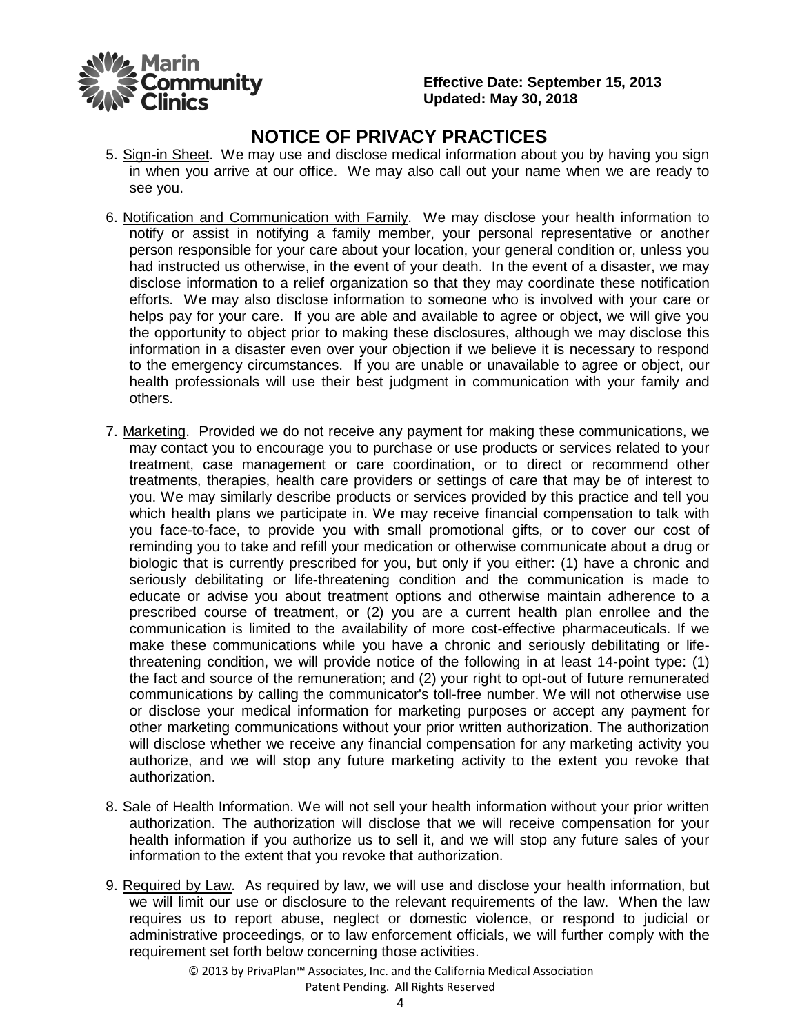# NOTICE OF PRIVACY PRACTICES

5. Sign-in Sheet. We may use and disclose medical information about you by having you sign in when you arrive at our office. We may also call out your name when we are ready to see you.

6. Notification and Communication with Family. We may disclose your health information to notify or assist in notifying a family member, your personal representative or another person responsible for your care about your location, your general condition or, unless you had instructed us otherwise, in the event of your death. In the event of a disaster, we may disclose information to a relief organization so that they may coordinate these notification efforts. We may also disclose information to someone who is involved with your care or helps pay for your care. If you are able and available to agree or object, we will give you the opportunity to object prior to making these disclosures, although we may disclose this information in a disaster even over your objection if we believe it is necessary to respond to the emergency circumstances. If you are unable or unavailable to agree or object, our health professionals will use their best judgment in communication with your family and others.

7. Marketing. Provided we do not receive any payment for making these communications, we may contact you to encourage you to purchase or use products or services related to your treatment, case management or care coordination, or to direct or recommend other treatments, therapies, health care providers or settings of care that may be of interest to you. We may similarly describe products or services provided by this practice and tell you which health plans we participate in. We may receive financial compensation to talk with you face-to-face, to provide you with small promotional gifts, or to cover our cost of reminding you to take and refill your medication or otherwise communicate about a drug or biologic that is currently prescribed for you, but only if you either: (1) have a chronic and seriously debilitating or life-threatening condition and the communication is made to educate or advise you about treatment options and otherwise maintain adherence to a prescribed course of treatment, or (2) you are a current health plan enrollee and the communication is limited to the availability of more cost-effective pharmaceuticals. If we make these communications while you have a chronic and seriously debilitating or life-threatening condition, we will provide notice of the following in at least 14-point type: (1) the fact and source of the remuneration; and (2) your right to opt-out of future remunerated communications by calling the communicator's toll-free number. We will not otherwise use or disclose your medical information for marketing purposes or accept any payment for other marketing communications without your prior written authorization. The authorization will disclose whether we receive any financial compensation for any marketing activity you authorize, and we will stop any future marketing activity to the extent you revoke that authorization.

8. Sale of Health Information. We will not sell your health information without your prior written authorization. The authorization will disclose that we will receive compensation for your health information if you authorize us to sell it, and we will stop any future sales of your information to the extent that you revoke that authorization.

9. Required by Law. As required by law, we will use and disclose your health information, but we will limit our use or disclosure to the relevant requirements of the law. When the law requires us to report abuse, neglect or domestic violence, or respond to judicial or administrative proceedings, or to law enforcement officials, we will further comply with the requirement set forth below concerning those activities.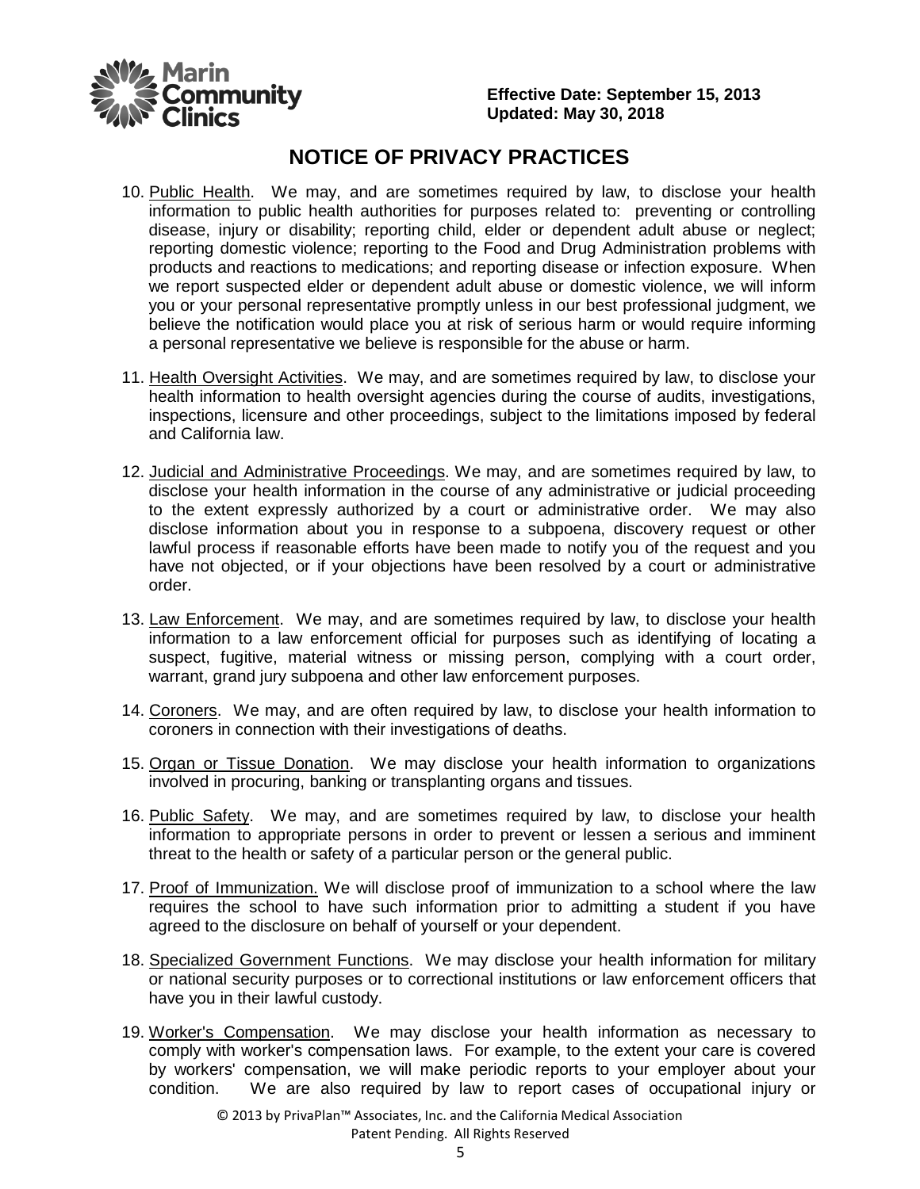# NOTICE OF PRIVACY PRACTICES

10. Public Health. We may, and are sometimes required by law, to disclose your health information to public health authorities for purposes related to: preventing or controlling disease, injury or disability; reporting child, elder or dependent adult abuse or neglect; reporting domestic violence; reporting to the Food and Drug Administration problems with products and reactions to medications; and reporting disease or infection exposure. When we report suspected elder or dependent adult abuse or domestic violence, we will inform you or your personal representative promptly unless in our best professional judgment, we believe the notification would place you at risk of serious harm or would require informing a personal representative we believe is responsible for the abuse or harm.

11. Health Oversight Activities. We may, and are sometimes required by law, to disclose your health information to health oversight agencies during the course of audits, investigations, inspections, licensure and other proceedings, subject to the limitations imposed by federal and California law.

12. Judicial and Administrative Proceedings. We may, and are sometimes required by law, to disclose your health information in the course of any administrative or judicial proceeding to the extent expressly authorized by a court or administrative order. We may also disclose information about you in response to a subpoena, discovery request or other lawful process if reasonable efforts have been made to notify you of the request and you have not objected, or if your objections have been resolved by a court or administrative order.

13. Law Enforcement. We may, and are sometimes required by law, to disclose your health information to a law enforcement official for purposes such as identifying of locating a suspect, fugitive, material witness or missing person, complying with a court order, warrant, grand jury subpoena and other law enforcement purposes.

14. Coroners. We may, and are often required by law, to disclose your health information to coroners in connection with their investigations of deaths.

15. Organ or Tissue Donation. We may disclose your health information to organizations involved in procuring, banking or transplanting organs and tissues.

16. Public Safety. We may, and are sometimes required by law, to disclose your health information to appropriate persons in order to prevent or lessen a serious and imminent threat to the health or safety of a particular person or the general public.

17. Proof of Immunization. We will disclose proof of immunization to a school where the law requires the school to have such information prior to admitting a student if you have agreed to the disclosure on behalf of yourself or your dependent.

18. Specialized Government Functions. We may disclose your health information for military or national security purposes or to correctional institutions or law enforcement officers that have you in their lawful custody.

19. Worker's Compensation. We may disclose your health information as necessary to comply with worker's compensation laws. For example, to the extent your care is covered by workers' compensation, we will make periodic reports to your employer about your condition. We are also required by law to report cases of occupational injury or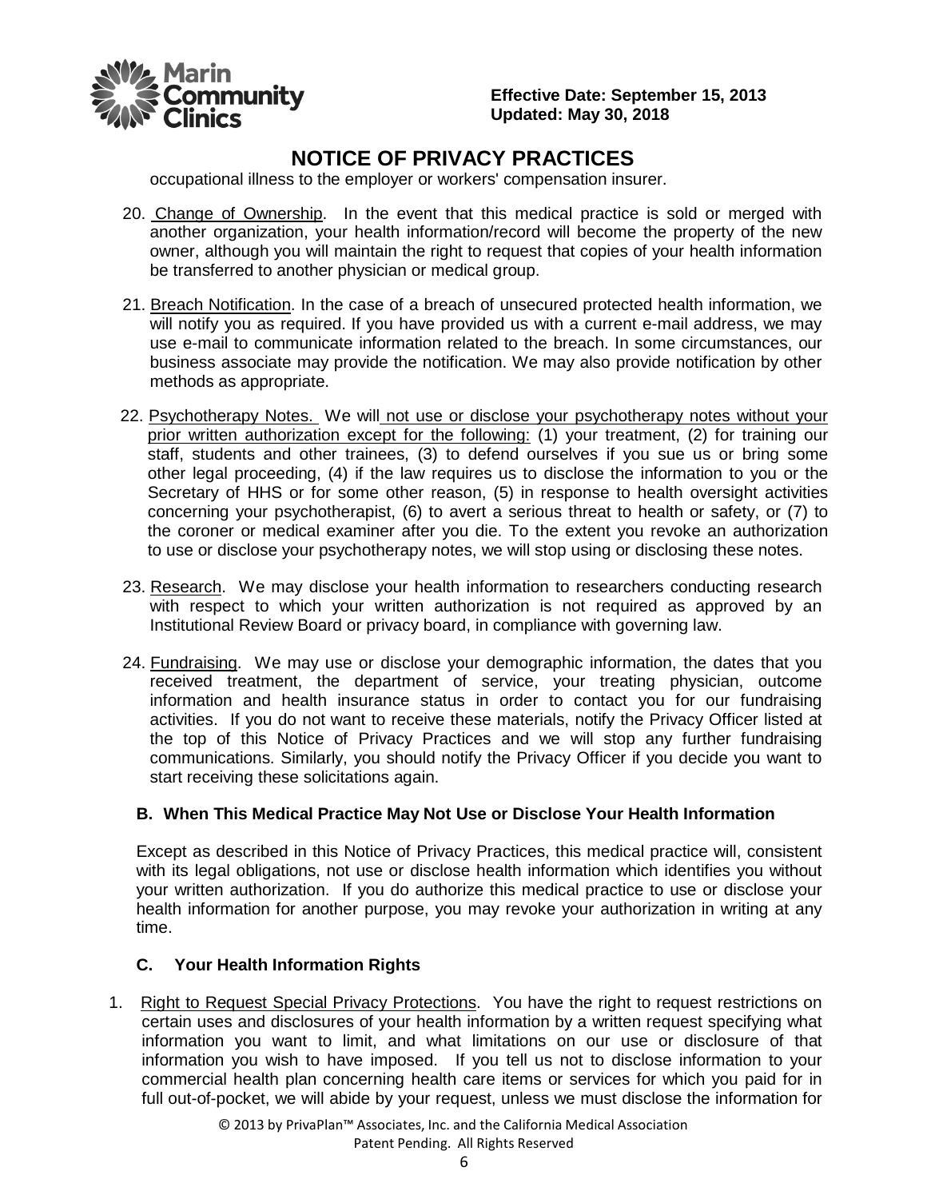occupational illness to the employer or workers' compensation insurer.

20. Change of Ownership. In the event that this medical practice is sold or merged with another organization, your health information/record will become the property of the new owner, although you will maintain the right to request that copies of your health information be transferred to another physician or medical group.

21. Breach Notification. In the case of a breach of unsecured protected health information, we will notify you as required. If you have provided us with a current e-mail address, we may use e-mail to communicate information related to the breach. In some circumstances, our business associate may provide the notification. We may also provide notification by other methods as appropriate.

22. Psychotherapy Notes. We will not use or disclose your psychotherapy notes without your prior written authorization except for the following: (1) your treatment, (2) for training our staff, students and other trainees, (3) to defend ourselves if you sue us or bring some other legal proceeding, (4) if the law requires us to disclose the information to you or the Secretary of HHS or for some other reason, (5) in response to health oversight activities concerning your psychotherapist, (6) to avert a serious threat to health or safety, or (7) to the coroner or medical examiner after you die. To the extent you revoke an authorization to use or disclose your psychotherapy notes, we will stop using or disclosing these notes.

23. Research. We may disclose your health information to researchers conducting research with respect to which your written authorization is not required as approved by an Institutional Review Board or privacy board, in compliance with governing law.

24. Fundraising. We may use or disclose your demographic information, the dates that you received treatment, the department of service, your treating physician, outcome information and health insurance status in order to contact you for our fundraising activities. If you do not want to receive these materials, notify the Privacy Officer listed at the top of this Notice of Privacy Practices and we will stop any further fundraising communications. Similarly, you should notify the Privacy Officer if you decide you want to start receiving these solicitations again.

### B. When This Medical Practice May Not Use or Disclose Your Health Information

Except as described in this Notice of Privacy Practices, this medical practice will, consistent with its legal obligations, not use or disclose health information which identifies you without your written authorization. If you do authorize this medical practice to use or disclose your health information for another purpose, you may revoke your authorization in writing at any time.

### C. Your Health Information Rights

1. Right to Request Special Privacy Protections. You have the right to request restrictions on certain uses and disclosures of your health information by a written request specifying what information you want to limit, and what limitations on our use or disclosure of that information you wish to have imposed. If you tell us not to disclose information to your commercial health plan concerning health care items or services for which you paid for in full out-of-pocket, we will abide by your request, unless we must disclose the information for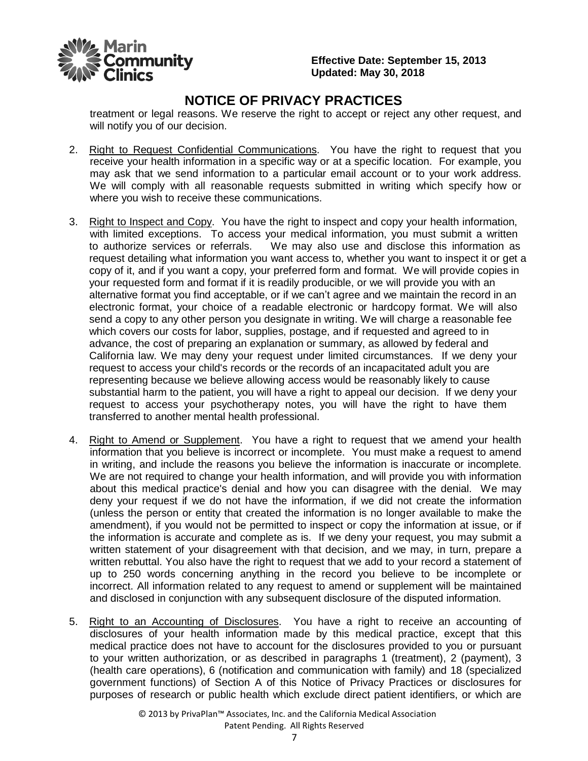# NOTICE OF PRIVACY PRACTICES

treatment or legal reasons. We reserve the right to accept or reject any other request, and will notify you of our decision.

2. Right to Request Confidential Communications. You have the right to request that you receive your health information in a specific way or at a specific location. For example, you may ask that we send information to a particular email account or to your work address. We will comply with all reasonable requests submitted in writing which specify how or where you wish to receive these communications.

3. Right to Inspect and Copy. You have the right to inspect and copy your health information, with limited exceptions. To access your medical information, you must submit a written to authorize services or referrals. We may also use and disclose this information as request detailing what information you want access to, whether you want to inspect it or get a copy of it, and if you want a copy, your preferred form and format. We will provide copies in your requested form and format if it is readily producible, or we will provide you with an alternative format you find acceptable, or if we can't agree and we maintain the record in an electronic format, your choice of a readable electronic or hardcopy format. We will also send a copy to any other person you designate in writing. We will charge a reasonable fee which covers our costs for labor, supplies, postage, and if requested and agreed to in advance, the cost of preparing an explanation or summary, as allowed by federal and California law. We may deny your request under limited circumstances. If we deny your request to access your child's records or the records of an incapacitated adult you are representing because we believe allowing access would be reasonably likely to cause substantial harm to the patient, you will have a right to appeal our decision. If we deny your request to access your psychotherapy notes, you will have the right to have them transferred to another mental health professional.

4. Right to Amend or Supplement. You have a right to request that we amend your health information that you believe is incorrect or incomplete. You must make a request to amend in writing, and include the reasons you believe the information is inaccurate or incomplete. We are not required to change your health information, and will provide you with information about this medical practice's denial and how you can disagree with the denial. We may deny your request if we do not have the information, if we did not create the information (unless the person or entity that created the information is no longer available to make the amendment), if you would not be permitted to inspect or copy the information at issue, or if the information is accurate and complete as is. If we deny your request, you may submit a written statement of your disagreement with that decision, and we may, in turn, prepare a written rebuttal. You also have the right to request that we add to your record a statement of up to 250 words concerning anything in the record you believe to be incomplete or incorrect. All information related to any request to amend or supplement will be maintained and disclosed in conjunction with any subsequent disclosure of the disputed information.

5. Right to an Accounting of Disclosures. You have a right to receive an accounting of disclosures of your health information made by this medical practice, except that this medical practice does not have to account for the disclosures provided to you or pursuant to your written authorization, or as described in paragraphs 1 (treatment), 2 (payment), 3 (health care operations), 6 (notification and communication with family) and 18 (specialized government functions) of Section A of this Notice of Privacy Practices or disclosures for purposes of research or public health which exclude direct patient identifiers, or which are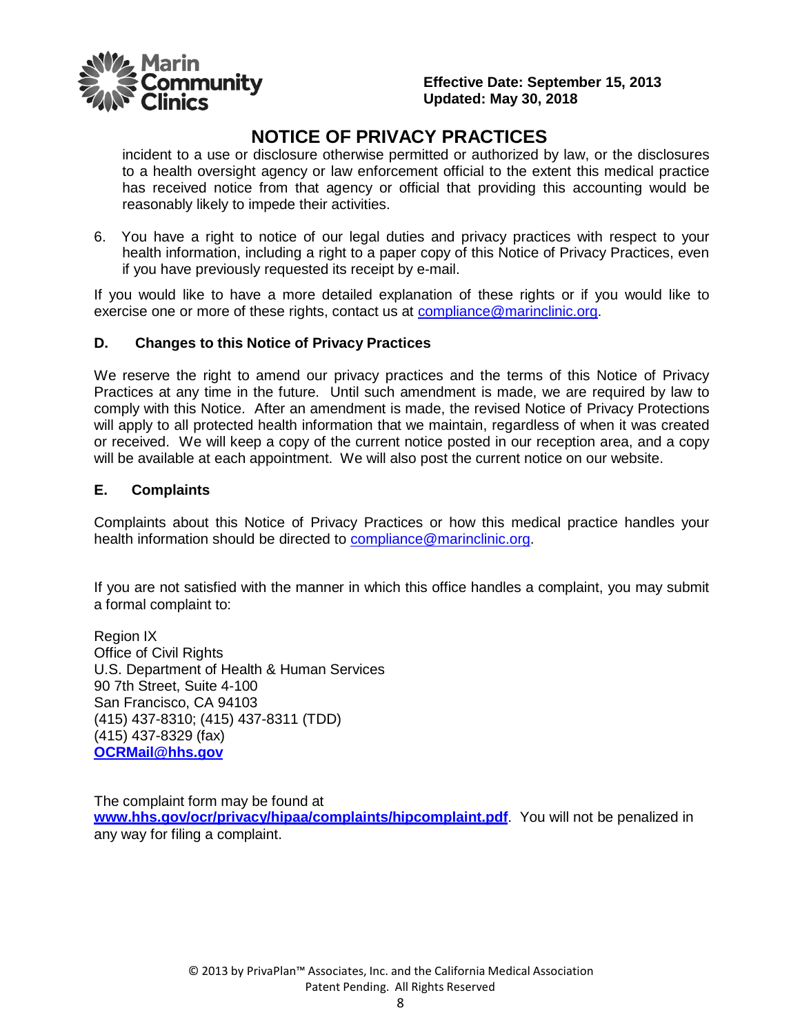incident to a use or disclosure otherwise permitted or authorized by law, or the disclosures to a health oversight agency or law enforcement official to the extent this medical practice has received notice from that agency or official that providing this accounting would be reasonably likely to impede their activities.

6. You have a right to notice of our legal duties and privacy practices with respect to your health information, including a right to a paper copy of this Notice of Privacy Practices, even if you have previously requested its receipt by e-mail.

If you would like to have a more detailed explanation of these rights or if you would like to exercise one or more of these rights, contact us at compliance@marinclinic.org.

### D. Changes to this Notice of Privacy Practices

We reserve the right to amend our privacy practices and the terms of this Notice of Privacy Practices at any time in the future. Until such amendment is made, we are required by law to comply with this Notice. After an amendment is made, the revised Notice of Privacy Protections will apply to all protected health information that we maintain, regardless of when it was created or received. We will keep a copy of the current notice posted in our reception area, and a copy will be available at each appointment. We will also post the current notice on our website.

### E. Complaints

Complaints about this Notice of Privacy Practices or how this medical practice handles your health information should be directed to compliance@marinclinic.org.

If you are not satisfied with the manner in which this office handles a complaint, you may submit a formal complaint to:

Region IX
Office of Civil Rights
U.S. Department of Health & Human Services
90 7th Street, Suite 4-100
San Francisco, CA 94103
(415) 437-8310; (415) 437-8311 (TDD)
(415) 437-8329 (fax)
**OCRMail@hhs.gov**

The complaint form may be found at **www.hhs.gov/ocr/privacy/hipaa/complaints/hipcomplaint.pdf**. You will not be penalized in any way for filing a complaint.